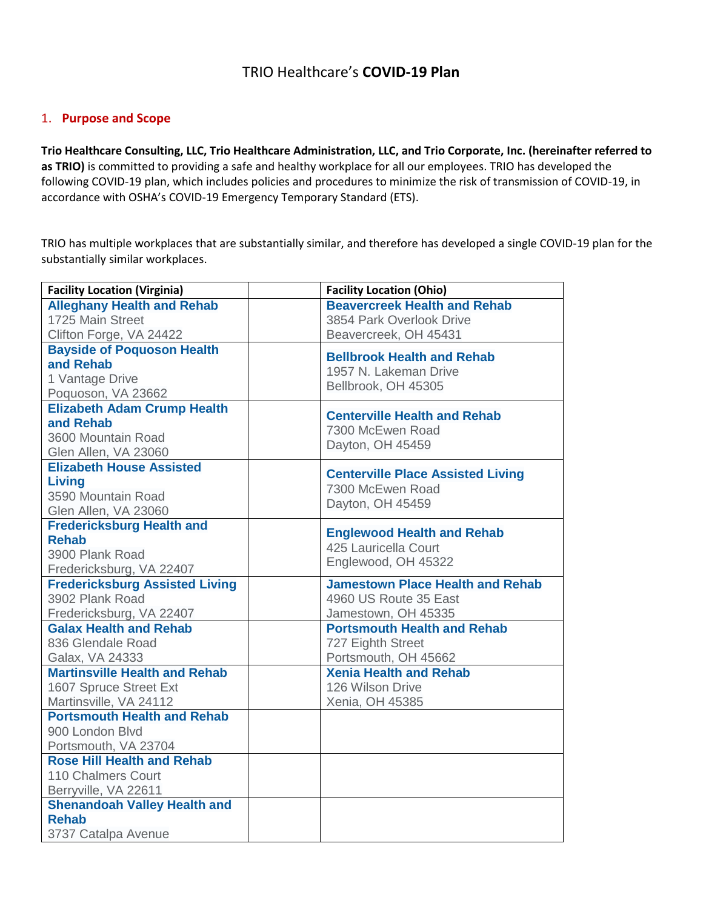# TRIO Healthcare's **COVID-19 Plan**

## 1. Purpose and Scope

**Trio Healthcare Consulting, LLC, Trio Healthcare Administration, LLC, and Trio Corporate, Inc. (hereinafter referred to as TRIO)** is committed to providing a safe and healthy workplace for all our employees. TRIO has developed the following COVID-19 plan, which includes policies and procedures to minimize the risk of transmission of COVID-19, in accordance with OSHA's COVID-19 Emergency Temporary Standard (ETS).

TRIO has multiple workplaces that are substantially similar, and therefore has developed a single COVID-19 plan for the substantially similar workplaces.

| Facility Location (Virginia) | | Facility Location (Ohio) |
|---|---|---|
| **Alleghany Health and Rehab**<br>1725 Main Street<br>Clifton Forge, VA 24422 | | **Beavercreek Health and Rehab**<br>3854 Park Overlook Drive<br>Beavercreek, OH 45431 |
| **Bayside of Poquoson Health and Rehab**<br>1 Vantage Drive<br>Poquoson, VA 23662 | | **Bellbrook Health and Rehab**<br>1957 N. Lakeman Drive<br>Bellbrook, OH 45305 |
| **Elizabeth Adam Crump Health and Rehab**<br>3600 Mountain Road<br>Glen Allen, VA 23060 | | **Centerville Health and Rehab**<br>7300 McEwen Road<br>Dayton, OH 45459 |
| **Elizabeth House Assisted Living**<br>3590 Mountain Road<br>Glen Allen, VA 23060 | | **Centerville Place Assisted Living**<br>7300 McEwen Road<br>Dayton, OH 45459 |
| **Fredericksburg Health and Rehab**<br>3900 Plank Road<br>Fredericksburg, VA 22407 | | **Englewood Health and Rehab**<br>425 Lauricella Court<br>Englewood, OH 45322 |
| **Fredericksburg Assisted Living**<br>3902 Plank Road<br>Fredericksburg, VA 22407 | | **Jamestown Place Health and Rehab**<br>4960 US Route 35 East<br>Jamestown, OH 45335 |
| **Galax Health and Rehab**<br>836 Glendale Road<br>Galax, VA 24333 | | **Portsmouth Health and Rehab**<br>727 Eighth Street<br>Portsmouth, OH 45662 |
| **Martinsville Health and Rehab**<br>1607 Spruce Street Ext<br>Martinsville, VA 24112 | | **Xenia Health and Rehab**<br>126 Wilson Drive<br>Xenia, OH 45385 |
| **Portsmouth Health and Rehab**<br>900 London Blvd<br>Portsmouth, VA 23704 | | |
| **Rose Hill Health and Rehab**<br>110 Chalmers Court<br>Berryville, VA 22611 | | |
| **Shenandoah Valley Health and Rehab**<br>3737 Catalpa Avenue | | |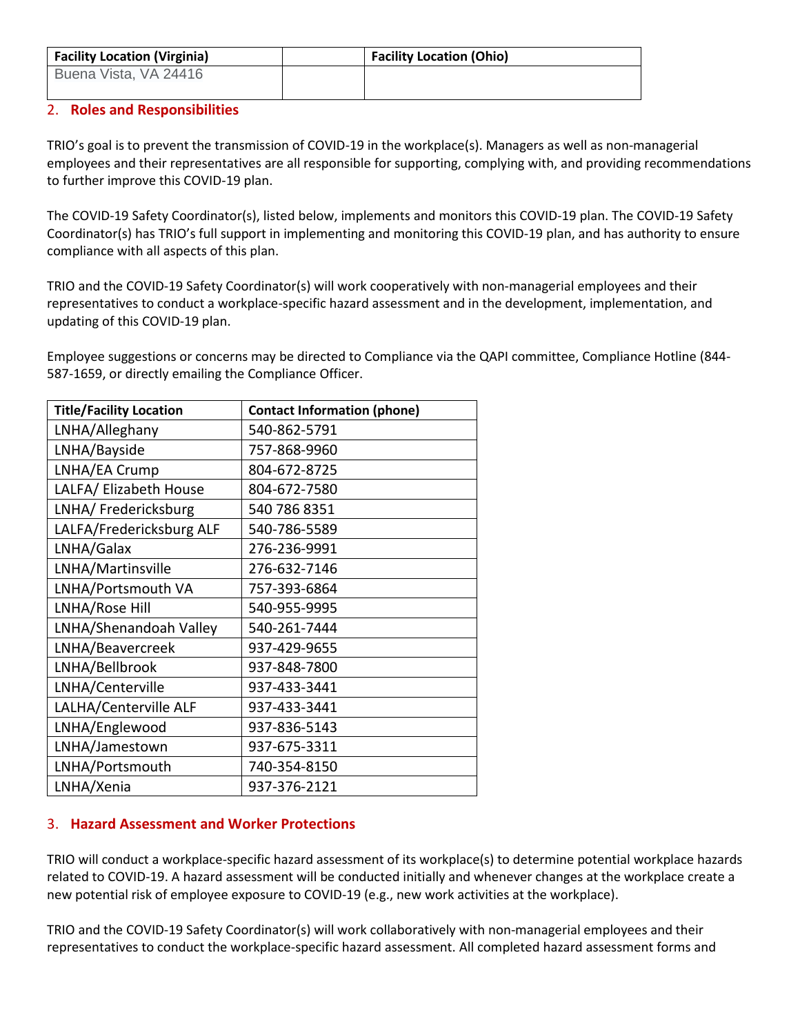| Facility Location (Virginia) | | Facility Location (Ohio) |
|---|---|---|
| Buena Vista, VA 24416 | | |

## 2. Roles and Responsibilities

TRIO's goal is to prevent the transmission of COVID-19 in the workplace(s). Managers as well as non-managerial employees and their representatives are all responsible for supporting, complying with, and providing recommendations to further improve this COVID-19 plan.

The COVID-19 Safety Coordinator(s), listed below, implements and monitors this COVID-19 plan. The COVID-19 Safety Coordinator(s) has TRIO's full support in implementing and monitoring this COVID-19 plan, and has authority to ensure compliance with all aspects of this plan.

TRIO and the COVID-19 Safety Coordinator(s) will work cooperatively with non-managerial employees and their representatives to conduct a workplace-specific hazard assessment and in the development, implementation, and updating of this COVID-19 plan.

Employee suggestions or concerns may be directed to Compliance via the QAPI committee, Compliance Hotline (844-587-1659, or directly emailing the Compliance Officer.

| Title/Facility Location | Contact Information (phone) |
|---|---|
| LNHA/Alleghany | 540-862-5791 |
| LNHA/Bayside | 757-868-9960 |
| LNHA/EA Crump | 804-672-8725 |
| LALFA/ Elizabeth House | 804-672-7580 |
| LNHA/ Fredericksburg | 540 786 8351 |
| LALFA/Fredericksburg ALF | 540-786-5589 |
| LNHA/Galax | 276-236-9991 |
| LNHA/Martinsville | 276-632-7146 |
| LNHA/Portsmouth VA | 757-393-6864 |
| LNHA/Rose Hill | 540-955-9995 |
| LNHA/Shenandoah Valley | 540-261-7444 |
| LNHA/Beavercreek | 937-429-9655 |
| LNHA/Bellbrook | 937-848-7800 |
| LNHA/Centerville | 937-433-3441 |
| LALHA/Centerville ALF | 937-433-3441 |
| LNHA/Englewood | 937-836-5143 |
| LNHA/Jamestown | 937-675-3311 |
| LNHA/Portsmouth | 740-354-8150 |
| LNHA/Xenia | 937-376-2121 |

## 3. Hazard Assessment and Worker Protections

TRIO will conduct a workplace-specific hazard assessment of its workplace(s) to determine potential workplace hazards related to COVID-19. A hazard assessment will be conducted initially and whenever changes at the workplace create a new potential risk of employee exposure to COVID-19 (e.g., new work activities at the workplace).

TRIO and the COVID-19 Safety Coordinator(s) will work collaboratively with non-managerial employees and their representatives to conduct the workplace-specific hazard assessment. All completed hazard assessment forms and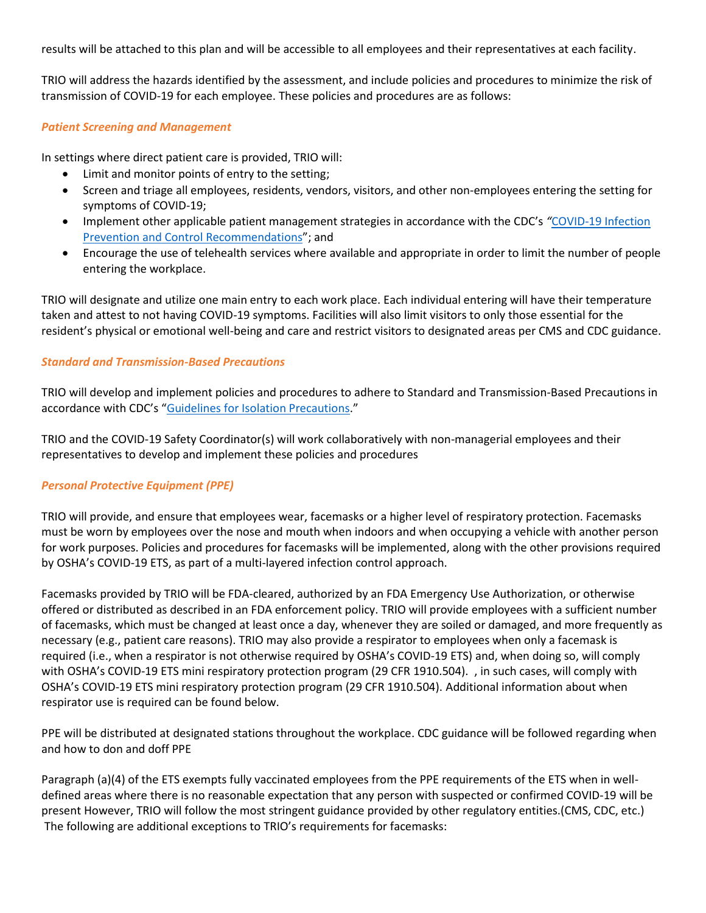results will be attached to this plan and will be accessible to all employees and their representatives at each facility.

TRIO will address the hazards identified by the assessment, and include policies and procedures to minimize the risk of transmission of COVID-19 for each employee. These policies and procedures are as follows:

### *Patient Screening and Management*

In settings where direct patient care is provided, TRIO will:

- Limit and monitor points of entry to the setting;
- Screen and triage all employees, residents, vendors, visitors, and other non-employees entering the setting for symptoms of COVID-19;
- Implement other applicable patient management strategies in accordance with the CDC's *"*COVID-19 Infection Prevention and Control Recommendations"; and
- Encourage the use of telehealth services where available and appropriate in order to limit the number of people entering the workplace.

TRIO will designate and utilize one main entry to each work place. Each individual entering will have their temperature taken and attest to not having COVID-19 symptoms. Facilities will also limit visitors to only those essential for the resident's physical or emotional well-being and care and restrict visitors to designated areas per CMS and CDC guidance.

### *Standard and Transmission-Based Precautions*

TRIO will develop and implement policies and procedures to adhere to Standard and Transmission-Based Precautions in accordance with CDC's "Guidelines for Isolation Precautions."

TRIO and the COVID-19 Safety Coordinator(s) will work collaboratively with non-managerial employees and their representatives to develop and implement these policies and procedures

### *Personal Protective Equipment (PPE)*

TRIO will provide, and ensure that employees wear, facemasks or a higher level of respiratory protection. Facemasks must be worn by employees over the nose and mouth when indoors and when occupying a vehicle with another person for work purposes. Policies and procedures for facemasks will be implemented, along with the other provisions required by OSHA's COVID-19 ETS, as part of a multi-layered infection control approach.

Facemasks provided by TRIO will be FDA-cleared, authorized by an FDA Emergency Use Authorization, or otherwise offered or distributed as described in an FDA enforcement policy. TRIO will provide employees with a sufficient number of facemasks, which must be changed at least once a day, whenever they are soiled or damaged, and more frequently as necessary (e.g., patient care reasons). TRIO may also provide a respirator to employees when only a facemask is required (i.e., when a respirator is not otherwise required by OSHA's COVID-19 ETS) and, when doing so, will comply with OSHA's COVID-19 ETS mini respiratory protection program (29 CFR 1910.504). , in such cases, will comply with OSHA's COVID-19 ETS mini respiratory protection program (29 CFR 1910.504). Additional information about when respirator use is required can be found below.

PPE will be distributed at designated stations throughout the workplace. CDC guidance will be followed regarding when and how to don and doff PPE

Paragraph (a)(4) of the ETS exempts fully vaccinated employees from the PPE requirements of the ETS when in well-defined areas where there is no reasonable expectation that any person with suspected or confirmed COVID-19 will be present However, TRIO will follow the most stringent guidance provided by other regulatory entities.(CMS, CDC, etc.) The following are additional exceptions to TRIO's requirements for facemasks: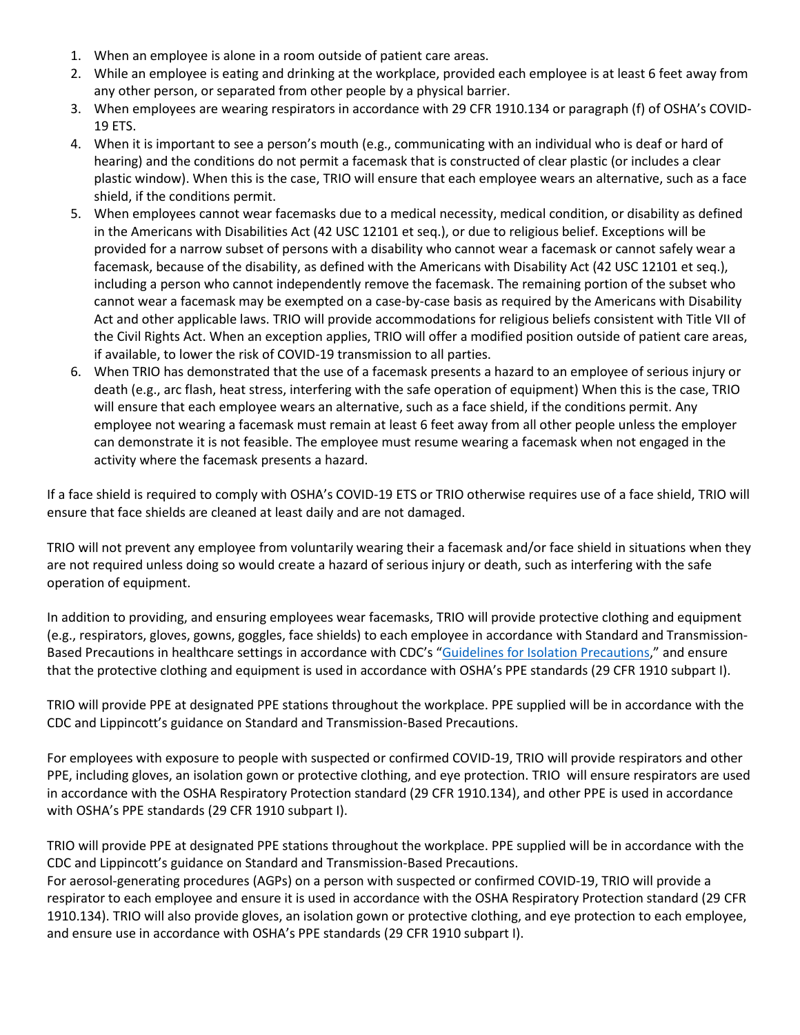1. When an employee is alone in a room outside of patient care areas.
2. While an employee is eating and drinking at the workplace, provided each employee is at least 6 feet away from any other person, or separated from other people by a physical barrier.
3. When employees are wearing respirators in accordance with 29 CFR 1910.134 or paragraph (f) of OSHA's COVID-19 ETS.
4. When it is important to see a person's mouth (e.g., communicating with an individual who is deaf or hard of hearing) and the conditions do not permit a facemask that is constructed of clear plastic (or includes a clear plastic window). When this is the case, TRIO will ensure that each employee wears an alternative, such as a face shield, if the conditions permit.
5. When employees cannot wear facemasks due to a medical necessity, medical condition, or disability as defined in the Americans with Disabilities Act (42 USC 12101 et seq.), or due to religious belief. Exceptions will be provided for a narrow subset of persons with a disability who cannot wear a facemask or cannot safely wear a facemask, because of the disability, as defined with the Americans with Disability Act (42 USC 12101 et seq.), including a person who cannot independently remove the facemask. The remaining portion of the subset who cannot wear a facemask may be exempted on a case-by-case basis as required by the Americans with Disability Act and other applicable laws. TRIO will provide accommodations for religious beliefs consistent with Title VII of the Civil Rights Act. When an exception applies, TRIO will offer a modified position outside of patient care areas, if available, to lower the risk of COVID-19 transmission to all parties.
6. When TRIO has demonstrated that the use of a facemask presents a hazard to an employee of serious injury or death (e.g., arc flash, heat stress, interfering with the safe operation of equipment) When this is the case, TRIO will ensure that each employee wears an alternative, such as a face shield, if the conditions permit. Any employee not wearing a facemask must remain at least 6 feet away from all other people unless the employer can demonstrate it is not feasible. The employee must resume wearing a facemask when not engaged in the activity where the facemask presents a hazard.

If a face shield is required to comply with OSHA's COVID-19 ETS or TRIO otherwise requires use of a face shield, TRIO will ensure that face shields are cleaned at least daily and are not damaged.

TRIO will not prevent any employee from voluntarily wearing their a facemask and/or face shield in situations when they are not required unless doing so would create a hazard of serious injury or death, such as interfering with the safe operation of equipment.

In addition to providing, and ensuring employees wear facemasks, TRIO will provide protective clothing and equipment (e.g., respirators, gloves, gowns, goggles, face shields) to each employee in accordance with Standard and Transmission-Based Precautions in healthcare settings in accordance with CDC's "Guidelines for Isolation Precautions," and ensure that the protective clothing and equipment is used in accordance with OSHA's PPE standards (29 CFR 1910 subpart I).

TRIO will provide PPE at designated PPE stations throughout the workplace. PPE supplied will be in accordance with the CDC and Lippincott's guidance on Standard and Transmission-Based Precautions.

For employees with exposure to people with suspected or confirmed COVID-19, TRIO will provide respirators and other PPE, including gloves, an isolation gown or protective clothing, and eye protection. TRIO will ensure respirators are used in accordance with the OSHA Respiratory Protection standard (29 CFR 1910.134), and other PPE is used in accordance with OSHA's PPE standards (29 CFR 1910 subpart I).

TRIO will provide PPE at designated PPE stations throughout the workplace. PPE supplied will be in accordance with the CDC and Lippincott's guidance on Standard and Transmission-Based Precautions.

For aerosol-generating procedures (AGPs) on a person with suspected or confirmed COVID-19, TRIO will provide a respirator to each employee and ensure it is used in accordance with the OSHA Respiratory Protection standard (29 CFR 1910.134). TRIO will also provide gloves, an isolation gown or protective clothing, and eye protection to each employee, and ensure use in accordance with OSHA's PPE standards (29 CFR 1910 subpart I).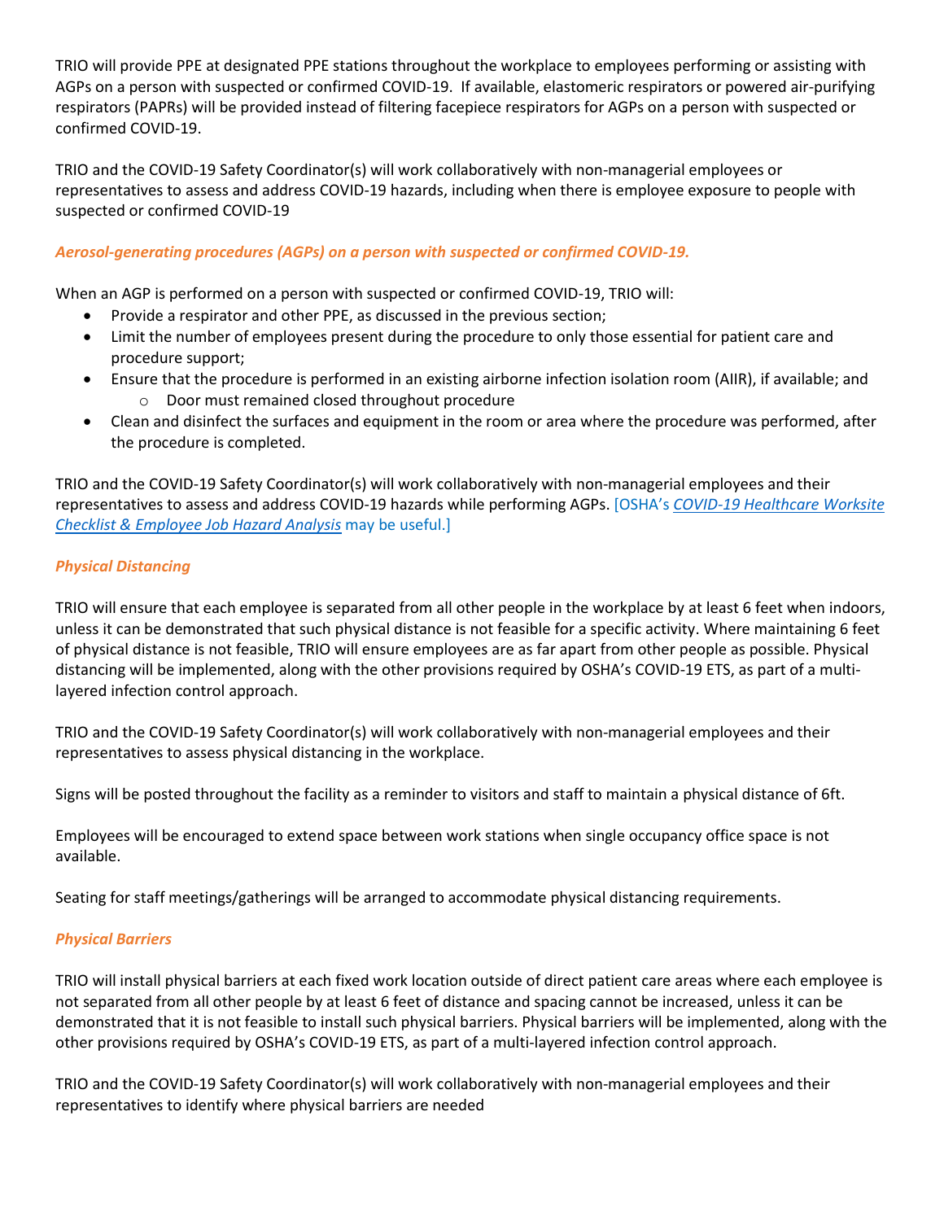TRIO will provide PPE at designated PPE stations throughout the workplace to employees performing or assisting with AGPs on a person with suspected or confirmed COVID-19. If available, elastomeric respirators or powered air-purifying respirators (PAPRs) will be provided instead of filtering facepiece respirators for AGPs on a person with suspected or confirmed COVID-19.

TRIO and the COVID-19 Safety Coordinator(s) will work collaboratively with non-managerial employees or representatives to assess and address COVID-19 hazards, including when there is employee exposure to people with suspected or confirmed COVID-19

### *Aerosol-generating procedures (AGPs) on a person with suspected or confirmed COVID-19.*

When an AGP is performed on a person with suspected or confirmed COVID-19, TRIO will:

- Provide a respirator and other PPE, as discussed in the previous section;
- Limit the number of employees present during the procedure to only those essential for patient care and procedure support;
- Ensure that the procedure is performed in an existing airborne infection isolation room (AIIR), if available; and
    - Door must remained closed throughout procedure
- Clean and disinfect the surfaces and equipment in the room or area where the procedure was performed, after the procedure is completed.

TRIO and the COVID-19 Safety Coordinator(s) will work collaboratively with non-managerial employees and their representatives to assess and address COVID-19 hazards while performing AGPs. [OSHA's *COVID-19 Healthcare Worksite Checklist & Employee Job Hazard Analysis* may be useful.]

### *Physical Distancing*

TRIO will ensure that each employee is separated from all other people in the workplace by at least 6 feet when indoors, unless it can be demonstrated that such physical distance is not feasible for a specific activity. Where maintaining 6 feet of physical distance is not feasible, TRIO will ensure employees are as far apart from other people as possible. Physical distancing will be implemented, along with the other provisions required by OSHA's COVID-19 ETS, as part of a multi-layered infection control approach.

TRIO and the COVID-19 Safety Coordinator(s) will work collaboratively with non-managerial employees and their representatives to assess physical distancing in the workplace.

Signs will be posted throughout the facility as a reminder to visitors and staff to maintain a physical distance of 6ft.

Employees will be encouraged to extend space between work stations when single occupancy office space is not available.

Seating for staff meetings/gatherings will be arranged to accommodate physical distancing requirements.

### *Physical Barriers*

TRIO will install physical barriers at each fixed work location outside of direct patient care areas where each employee is not separated from all other people by at least 6 feet of distance and spacing cannot be increased, unless it can be demonstrated that it is not feasible to install such physical barriers. Physical barriers will be implemented, along with the other provisions required by OSHA's COVID-19 ETS, as part of a multi-layered infection control approach.

TRIO and the COVID-19 Safety Coordinator(s) will work collaboratively with non-managerial employees and their representatives to identify where physical barriers are needed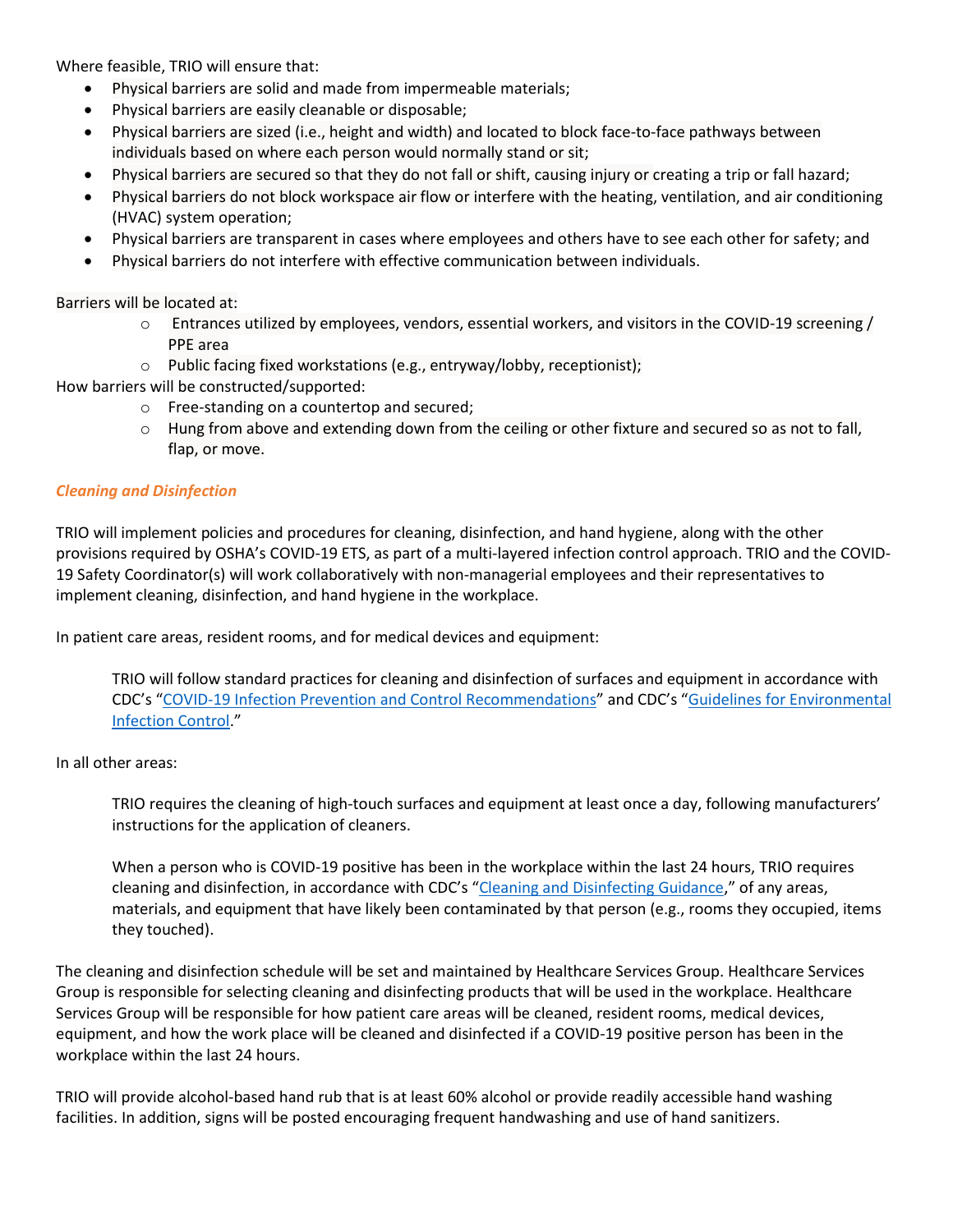Where feasible, TRIO will ensure that:

- Physical barriers are solid and made from impermeable materials;
- Physical barriers are easily cleanable or disposable;
- Physical barriers are sized (i.e., height and width) and located to block face-to-face pathways between individuals based on where each person would normally stand or sit;
- Physical barriers are secured so that they do not fall or shift, causing injury or creating a trip or fall hazard;
- Physical barriers do not block workspace air flow or interfere with the heating, ventilation, and air conditioning (HVAC) system operation;
- Physical barriers are transparent in cases where employees and others have to see each other for safety; and
- Physical barriers do not interfere with effective communication between individuals.

Barriers will be located at:

- Entrances utilized by employees, vendors, essential workers, and visitors in the COVID-19 screening / PPE area
- Public facing fixed workstations (e.g., entryway/lobby, receptionist);

How barriers will be constructed/supported:

- Free-standing on a countertop and secured;
- Hung from above and extending down from the ceiling or other fixture and secured so as not to fall, flap, or move.

### *Cleaning and Disinfection*

TRIO will implement policies and procedures for cleaning, disinfection, and hand hygiene, along with the other provisions required by OSHA's COVID-19 ETS, as part of a multi-layered infection control approach. TRIO and the COVID-19 Safety Coordinator(s) will work collaboratively with non-managerial employees and their representatives to implement cleaning, disinfection, and hand hygiene in the workplace.

In patient care areas, resident rooms, and for medical devices and equipment:

> TRIO will follow standard practices for cleaning and disinfection of surfaces and equipment in accordance with CDC's "COVID-19 Infection Prevention and Control Recommendations" and CDC's "Guidelines for Environmental Infection Control."

In all other areas:

> TRIO requires the cleaning of high-touch surfaces and equipment at least once a day, following manufacturers' instructions for the application of cleaners.
>
> When a person who is COVID-19 positive has been in the workplace within the last 24 hours, TRIO requires cleaning and disinfection, in accordance with CDC's "Cleaning and Disinfecting Guidance," of any areas, materials, and equipment that have likely been contaminated by that person (e.g., rooms they occupied, items they touched).

The cleaning and disinfection schedule will be set and maintained by Healthcare Services Group. Healthcare Services Group is responsible for selecting cleaning and disinfecting products that will be used in the workplace. Healthcare Services Group will be responsible for how patient care areas will be cleaned, resident rooms, medical devices, equipment, and how the work place will be cleaned and disinfected if a COVID-19 positive person has been in the workplace within the last 24 hours.

TRIO will provide alcohol-based hand rub that is at least 60% alcohol or provide readily accessible hand washing facilities. In addition, signs will be posted encouraging frequent handwashing and use of hand sanitizers.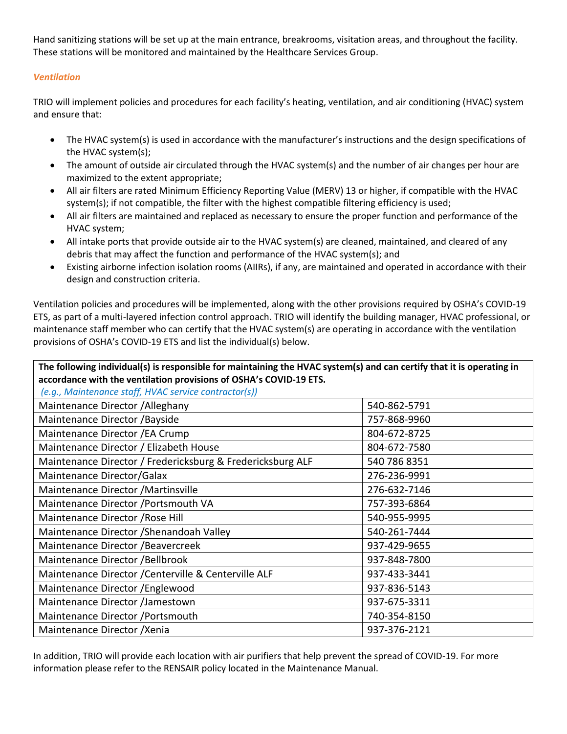Hand sanitizing stations will be set up at the main entrance, breakrooms, visitation areas, and throughout the facility. These stations will be monitored and maintained by the Healthcare Services Group.

### *Ventilation*

TRIO will implement policies and procedures for each facility's heating, ventilation, and air conditioning (HVAC) system and ensure that:

- The HVAC system(s) is used in accordance with the manufacturer's instructions and the design specifications of the HVAC system(s);
- The amount of outside air circulated through the HVAC system(s) and the number of air changes per hour are maximized to the extent appropriate;
- All air filters are rated Minimum Efficiency Reporting Value (MERV) 13 or higher, if compatible with the HVAC system(s); if not compatible, the filter with the highest compatible filtering efficiency is used;
- All air filters are maintained and replaced as necessary to ensure the proper function and performance of the HVAC system;
- All intake ports that provide outside air to the HVAC system(s) are cleaned, maintained, and cleared of any debris that may affect the function and performance of the HVAC system(s); and
- Existing airborne infection isolation rooms (AIIRs), if any, are maintained and operated in accordance with their design and construction criteria.

Ventilation policies and procedures will be implemented, along with the other provisions required by OSHA's COVID-19 ETS, as part of a multi-layered infection control approach. TRIO will identify the building manager, HVAC professional, or maintenance staff member who can certify that the HVAC system(s) are operating in accordance with the ventilation provisions of OSHA's COVID-19 ETS and list the individual(s) below.

| **The following individual(s) is responsible for maintaining the HVAC system(s) and can certify that it is operating in accordance with the ventilation provisions of OSHA's COVID-19 ETS.** *(e.g., Maintenance staff, HVAC service contractor(s))* | |
|---|---|
| Maintenance Director /Alleghany | 540-862-5791 |
| Maintenance Director /Bayside | 757-868-9960 |
| Maintenance Director /EA Crump | 804-672-8725 |
| Maintenance Director / Elizabeth House | 804-672-7580 |
| Maintenance Director / Fredericksburg & Fredericksburg ALF | 540 786 8351 |
| Maintenance Director/Galax | 276-236-9991 |
| Maintenance Director /Martinsville | 276-632-7146 |
| Maintenance Director /Portsmouth VA | 757-393-6864 |
| Maintenance Director /Rose Hill | 540-955-9995 |
| Maintenance Director /Shenandoah Valley | 540-261-7444 |
| Maintenance Director /Beavercreek | 937-429-9655 |
| Maintenance Director /Bellbrook | 937-848-7800 |
| Maintenance Director /Centerville & Centerville ALF | 937-433-3441 |
| Maintenance Director /Englewood | 937-836-5143 |
| Maintenance Director /Jamestown | 937-675-3311 |
| Maintenance Director /Portsmouth | 740-354-8150 |
| Maintenance Director /Xenia | 937-376-2121 |

In addition, TRIO will provide each location with air purifiers that help prevent the spread of COVID-19. For more information please refer to the RENSAIR policy located in the Maintenance Manual.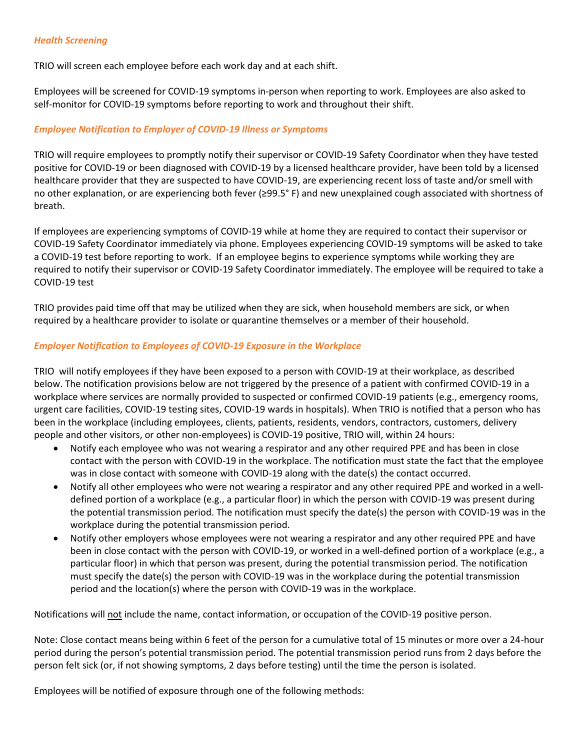### *Health Screening*

TRIO will screen each employee before each work day and at each shift.

Employees will be screened for COVID-19 symptoms in-person when reporting to work. Employees are also asked to self-monitor for COVID-19 symptoms before reporting to work and throughout their shift.

### *Employee Notification to Employer of COVID-19 Illness or Symptoms*

TRIO will require employees to promptly notify their supervisor or COVID-19 Safety Coordinator when they have tested positive for COVID-19 or been diagnosed with COVID-19 by a licensed healthcare provider, have been told by a licensed healthcare provider that they are suspected to have COVID-19, are experiencing recent loss of taste and/or smell with no other explanation, or are experiencing both fever (≥99.5° F) and new unexplained cough associated with shortness of breath.

If employees are experiencing symptoms of COVID-19 while at home they are required to contact their supervisor or COVID-19 Safety Coordinator immediately via phone. Employees experiencing COVID-19 symptoms will be asked to take a COVID-19 test before reporting to work. If an employee begins to experience symptoms while working they are required to notify their supervisor or COVID-19 Safety Coordinator immediately. The employee will be required to take a COVID-19 test

TRIO provides paid time off that may be utilized when they are sick, when household members are sick, or when required by a healthcare provider to isolate or quarantine themselves or a member of their household.

### *Employer Notification to Employees of COVID-19 Exposure in the Workplace*

TRIO will notify employees if they have been exposed to a person with COVID-19 at their workplace, as described below. The notification provisions below are not triggered by the presence of a patient with confirmed COVID-19 in a workplace where services are normally provided to suspected or confirmed COVID-19 patients (e.g., emergency rooms, urgent care facilities, COVID-19 testing sites, COVID-19 wards in hospitals). When TRIO is notified that a person who has been in the workplace (including employees, clients, patients, residents, vendors, contractors, customers, delivery people and other visitors, or other non-employees) is COVID-19 positive, TRIO will, within 24 hours:

- Notify each employee who was not wearing a respirator and any other required PPE and has been in close contact with the person with COVID-19 in the workplace. The notification must state the fact that the employee was in close contact with someone with COVID-19 along with the date(s) the contact occurred.
- Notify all other employees who were not wearing a respirator and any other required PPE and worked in a well-defined portion of a workplace (e.g., a particular floor) in which the person with COVID-19 was present during the potential transmission period. The notification must specify the date(s) the person with COVID-19 was in the workplace during the potential transmission period.
- Notify other employers whose employees were not wearing a respirator and any other required PPE and have been in close contact with the person with COVID-19, or worked in a well-defined portion of a workplace (e.g., a particular floor) in which that person was present, during the potential transmission period. The notification must specify the date(s) the person with COVID-19 was in the workplace during the potential transmission period and the location(s) where the person with COVID-19 was in the workplace.

Notifications will <u>not</u> include the name, contact information, or occupation of the COVID-19 positive person.

Note: Close contact means being within 6 feet of the person for a cumulative total of 15 minutes or more over a 24-hour period during the person's potential transmission period. The potential transmission period runs from 2 days before the person felt sick (or, if not showing symptoms, 2 days before testing) until the time the person is isolated.

Employees will be notified of exposure through one of the following methods: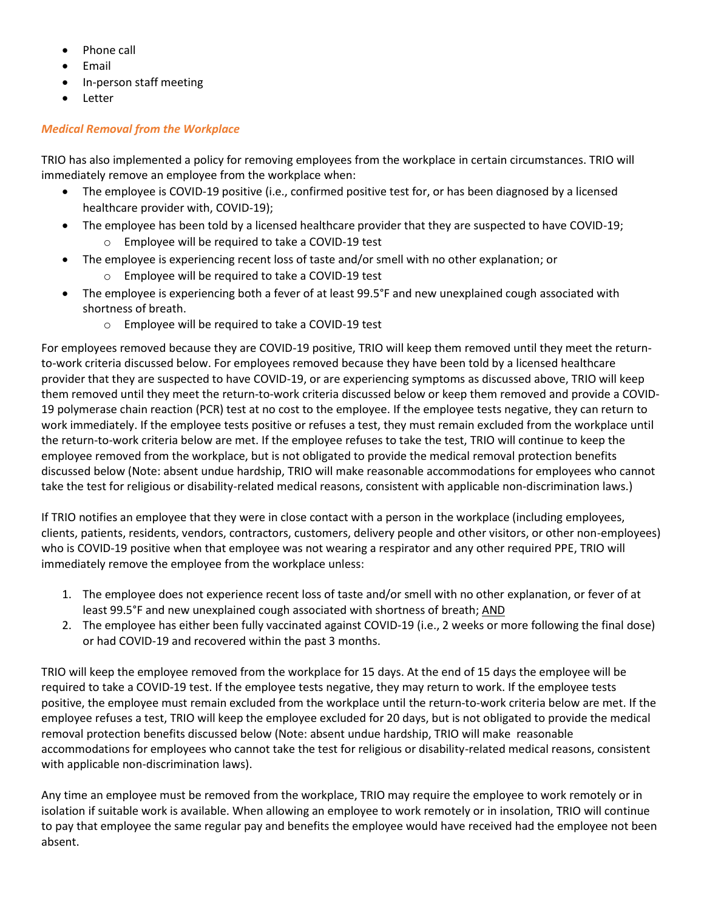- Phone call
- Email
- In-person staff meeting
- Letter

### *Medical Removal from the Workplace*

TRIO has also implemented a policy for removing employees from the workplace in certain circumstances. TRIO will immediately remove an employee from the workplace when:

- The employee is COVID-19 positive (i.e., confirmed positive test for, or has been diagnosed by a licensed healthcare provider with, COVID-19);
- The employee has been told by a licensed healthcare provider that they are suspected to have COVID-19;
  - Employee will be required to take a COVID-19 test
- The employee is experiencing recent loss of taste and/or smell with no other explanation; or
  - Employee will be required to take a COVID-19 test
- The employee is experiencing both a fever of at least 99.5°F and new unexplained cough associated with shortness of breath.
  - Employee will be required to take a COVID-19 test

For employees removed because they are COVID-19 positive, TRIO will keep them removed until they meet the return-to-work criteria discussed below. For employees removed because they have been told by a licensed healthcare provider that they are suspected to have COVID-19, or are experiencing symptoms as discussed above, TRIO will keep them removed until they meet the return-to-work criteria discussed below or keep them removed and provide a COVID-19 polymerase chain reaction (PCR) test at no cost to the employee. If the employee tests negative, they can return to work immediately. If the employee tests positive or refuses a test, they must remain excluded from the workplace until the return-to-work criteria below are met. If the employee refuses to take the test, TRIO will continue to keep the employee removed from the workplace, but is not obligated to provide the medical removal protection benefits discussed below (Note: absent undue hardship, TRIO will make reasonable accommodations for employees who cannot take the test for religious or disability-related medical reasons, consistent with applicable non-discrimination laws.)

If TRIO notifies an employee that they were in close contact with a person in the workplace (including employees, clients, patients, residents, vendors, contractors, customers, delivery people and other visitors, or other non-employees) who is COVID-19 positive when that employee was not wearing a respirator and any other required PPE, TRIO will immediately remove the employee from the workplace unless:

1. The employee does not experience recent loss of taste and/or smell with no other explanation, or fever of at least 99.5°F and new unexplained cough associated with shortness of breath; <u>AND</u>
2. The employee has either been fully vaccinated against COVID-19 (i.e., 2 weeks or more following the final dose) or had COVID-19 and recovered within the past 3 months.

TRIO will keep the employee removed from the workplace for 15 days. At the end of 15 days the employee will be required to take a COVID-19 test. If the employee tests negative, they may return to work. If the employee tests positive, the employee must remain excluded from the workplace until the return-to-work criteria below are met. If the employee refuses a test, TRIO will keep the employee excluded for 20 days, but is not obligated to provide the medical removal protection benefits discussed below (Note: absent undue hardship, TRIO will make reasonable accommodations for employees who cannot take the test for religious or disability-related medical reasons, consistent with applicable non-discrimination laws).

Any time an employee must be removed from the workplace, TRIO may require the employee to work remotely or in isolation if suitable work is available. When allowing an employee to work remotely or in insolation, TRIO will continue to pay that employee the same regular pay and benefits the employee would have received had the employee not been absent.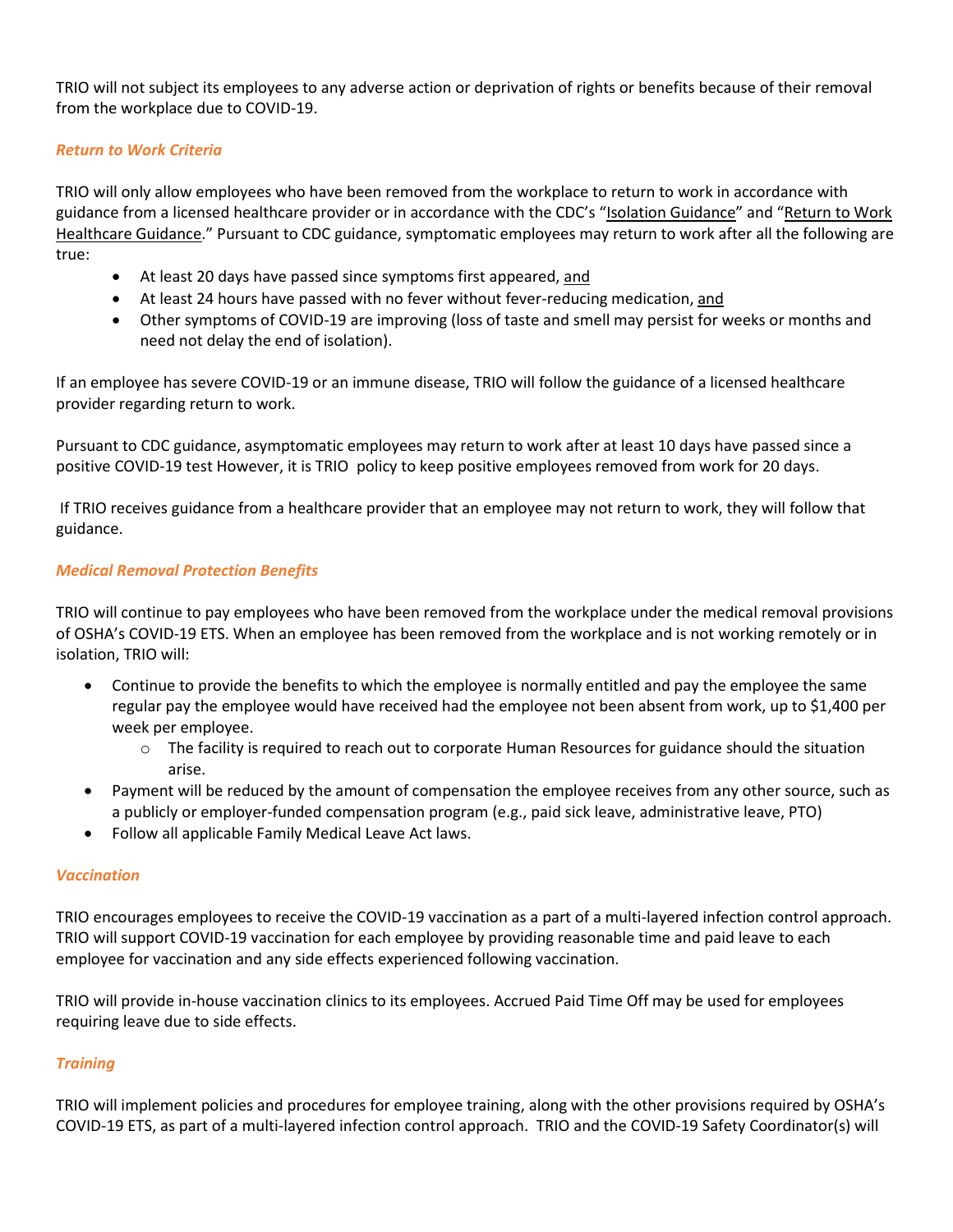TRIO will not subject its employees to any adverse action or deprivation of rights or benefits because of their removal from the workplace due to COVID-19.

### *Return to Work Criteria*

TRIO will only allow employees who have been removed from the workplace to return to work in accordance with guidance from a licensed healthcare provider or in accordance with the CDC's "Isolation Guidance" and "Return to Work Healthcare Guidance." Pursuant to CDC guidance, symptomatic employees may return to work after all the following are true:

- At least 20 days have passed since symptoms first appeared, and
- At least 24 hours have passed with no fever without fever-reducing medication, and
- Other symptoms of COVID-19 are improving (loss of taste and smell may persist for weeks or months and need not delay the end of isolation).

If an employee has severe COVID-19 or an immune disease, TRIO will follow the guidance of a licensed healthcare provider regarding return to work.

Pursuant to CDC guidance, asymptomatic employees may return to work after at least 10 days have passed since a positive COVID-19 test However, it is TRIO policy to keep positive employees removed from work for 20 days.

If TRIO receives guidance from a healthcare provider that an employee may not return to work, they will follow that guidance.

### *Medical Removal Protection Benefits*

TRIO will continue to pay employees who have been removed from the workplace under the medical removal provisions of OSHA's COVID-19 ETS. When an employee has been removed from the workplace and is not working remotely or in isolation, TRIO will:

- Continue to provide the benefits to which the employee is normally entitled and pay the employee the same regular pay the employee would have received had the employee not been absent from work, up to $1,400 per week per employee.
  - The facility is required to reach out to corporate Human Resources for guidance should the situation arise.
- Payment will be reduced by the amount of compensation the employee receives from any other source, such as a publicly or employer-funded compensation program (e.g., paid sick leave, administrative leave, PTO)
- Follow all applicable Family Medical Leave Act laws.

### *Vaccination*

TRIO encourages employees to receive the COVID-19 vaccination as a part of a multi-layered infection control approach. TRIO will support COVID-19 vaccination for each employee by providing reasonable time and paid leave to each employee for vaccination and any side effects experienced following vaccination.

TRIO will provide in-house vaccination clinics to its employees. Accrued Paid Time Off may be used for employees requiring leave due to side effects.

### *Training*

TRIO will implement policies and procedures for employee training, along with the other provisions required by OSHA's COVID-19 ETS, as part of a multi-layered infection control approach. TRIO and the COVID-19 Safety Coordinator(s) will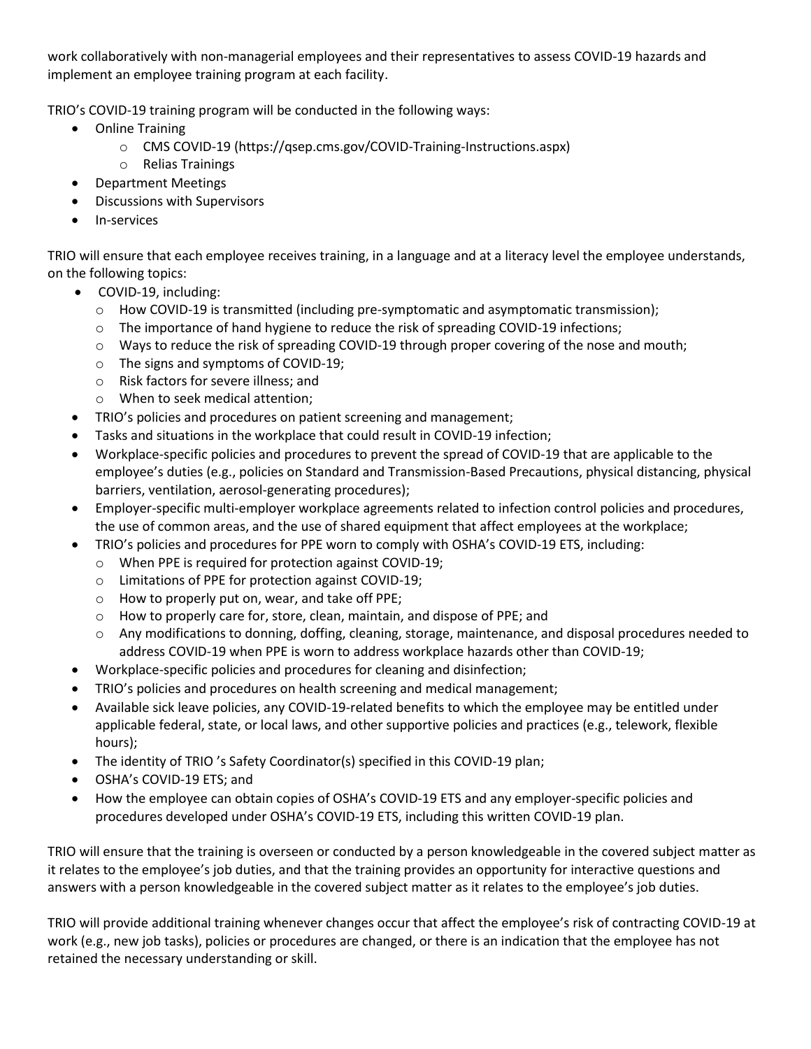work collaboratively with non-managerial employees and their representatives to assess COVID-19 hazards and implement an employee training program at each facility.

TRIO's COVID-19 training program will be conducted in the following ways:

- Online Training
  - CMS COVID-19 (https://qsep.cms.gov/COVID-Training-Instructions.aspx)
  - Relias Trainings
- Department Meetings
- Discussions with Supervisors
- In-services

TRIO will ensure that each employee receives training, in a language and at a literacy level the employee understands, on the following topics:

- COVID-19, including:
  - How COVID-19 is transmitted (including pre-symptomatic and asymptomatic transmission);
  - The importance of hand hygiene to reduce the risk of spreading COVID-19 infections;
  - Ways to reduce the risk of spreading COVID-19 through proper covering of the nose and mouth;
  - The signs and symptoms of COVID-19;
  - Risk factors for severe illness; and
  - When to seek medical attention;
- TRIO's policies and procedures on patient screening and management;
- Tasks and situations in the workplace that could result in COVID-19 infection;
- Workplace-specific policies and procedures to prevent the spread of COVID-19 that are applicable to the employee's duties (e.g., policies on Standard and Transmission-Based Precautions, physical distancing, physical barriers, ventilation, aerosol-generating procedures);
- Employer-specific multi-employer workplace agreements related to infection control policies and procedures, the use of common areas, and the use of shared equipment that affect employees at the workplace;
- TRIO's policies and procedures for PPE worn to comply with OSHA's COVID-19 ETS, including:
  - When PPE is required for protection against COVID-19;
  - Limitations of PPE for protection against COVID-19;
  - How to properly put on, wear, and take off PPE;
  - How to properly care for, store, clean, maintain, and dispose of PPE; and
  - Any modifications to donning, doffing, cleaning, storage, maintenance, and disposal procedures needed to address COVID-19 when PPE is worn to address workplace hazards other than COVID-19;
- Workplace-specific policies and procedures for cleaning and disinfection;
- TRIO's policies and procedures on health screening and medical management;
- Available sick leave policies, any COVID-19-related benefits to which the employee may be entitled under applicable federal, state, or local laws, and other supportive policies and practices (e.g., telework, flexible hours);
- The identity of TRIO 's Safety Coordinator(s) specified in this COVID-19 plan;
- OSHA's COVID-19 ETS; and
- How the employee can obtain copies of OSHA's COVID-19 ETS and any employer-specific policies and procedures developed under OSHA's COVID-19 ETS, including this written COVID-19 plan.

TRIO will ensure that the training is overseen or conducted by a person knowledgeable in the covered subject matter as it relates to the employee's job duties, and that the training provides an opportunity for interactive questions and answers with a person knowledgeable in the covered subject matter as it relates to the employee's job duties.

TRIO will provide additional training whenever changes occur that affect the employee's risk of contracting COVID-19 at work (e.g., new job tasks), policies or procedures are changed, or there is an indication that the employee has not retained the necessary understanding or skill.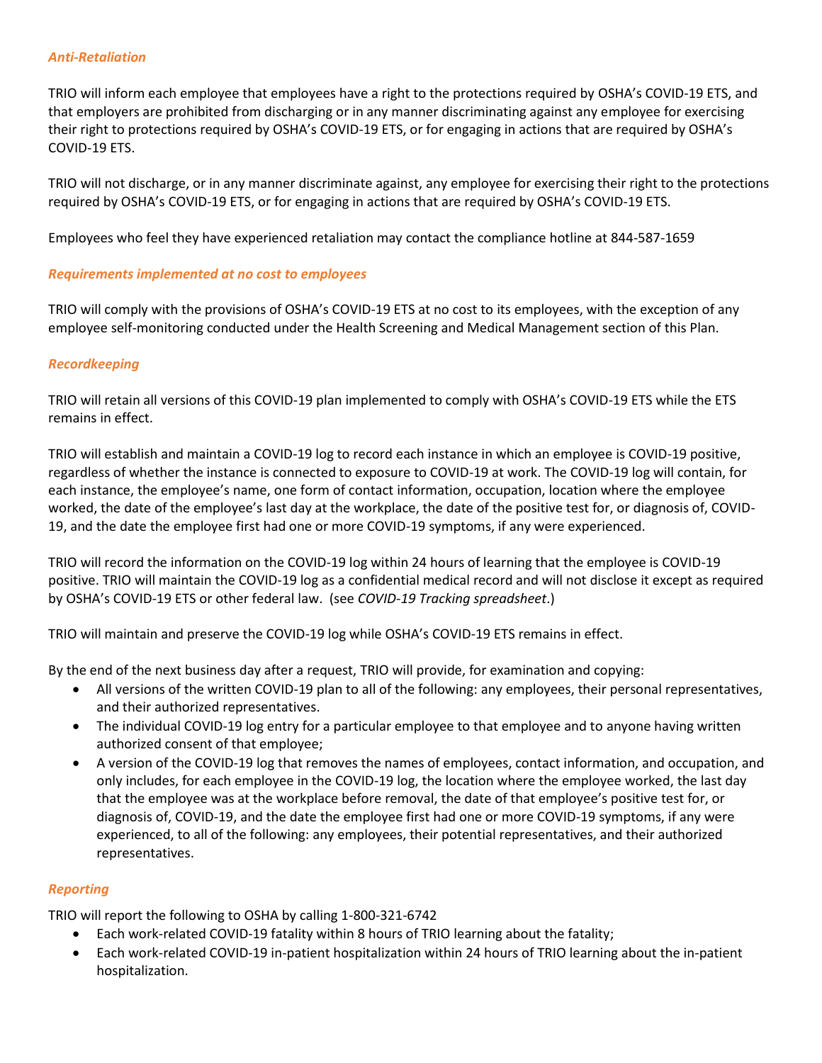### *Anti-Retaliation*

TRIO will inform each employee that employees have a right to the protections required by OSHA's COVID-19 ETS, and that employers are prohibited from discharging or in any manner discriminating against any employee for exercising their right to protections required by OSHA's COVID-19 ETS, or for engaging in actions that are required by OSHA's COVID-19 ETS.

TRIO will not discharge, or in any manner discriminate against, any employee for exercising their right to the protections required by OSHA's COVID-19 ETS, or for engaging in actions that are required by OSHA's COVID-19 ETS.

Employees who feel they have experienced retaliation may contact the compliance hotline at 844-587-1659

### *Requirements implemented at no cost to employees*

TRIO will comply with the provisions of OSHA's COVID-19 ETS at no cost to its employees, with the exception of any employee self-monitoring conducted under the Health Screening and Medical Management section of this Plan.

### *Recordkeeping*

TRIO will retain all versions of this COVID-19 plan implemented to comply with OSHA's COVID-19 ETS while the ETS remains in effect.

TRIO will establish and maintain a COVID-19 log to record each instance in which an employee is COVID-19 positive, regardless of whether the instance is connected to exposure to COVID-19 at work. The COVID-19 log will contain, for each instance, the employee's name, one form of contact information, occupation, location where the employee worked, the date of the employee's last day at the workplace, the date of the positive test for, or diagnosis of, COVID-19, and the date the employee first had one or more COVID-19 symptoms, if any were experienced.

TRIO will record the information on the COVID-19 log within 24 hours of learning that the employee is COVID-19 positive. TRIO will maintain the COVID-19 log as a confidential medical record and will not disclose it except as required by OSHA's COVID-19 ETS or other federal law. (see *COVID-19 Tracking spreadsheet*.)

TRIO will maintain and preserve the COVID-19 log while OSHA's COVID-19 ETS remains in effect.

By the end of the next business day after a request, TRIO will provide, for examination and copying:

- All versions of the written COVID-19 plan to all of the following: any employees, their personal representatives, and their authorized representatives.
- The individual COVID-19 log entry for a particular employee to that employee and to anyone having written authorized consent of that employee;
- A version of the COVID-19 log that removes the names of employees, contact information, and occupation, and only includes, for each employee in the COVID-19 log, the location where the employee worked, the last day that the employee was at the workplace before removal, the date of that employee's positive test for, or diagnosis of, COVID-19, and the date the employee first had one or more COVID-19 symptoms, if any were experienced, to all of the following: any employees, their potential representatives, and their authorized representatives.

### *Reporting*

TRIO will report the following to OSHA by calling 1-800-321-6742

- Each work-related COVID-19 fatality within 8 hours of TRIO learning about the fatality;
- Each work-related COVID-19 in-patient hospitalization within 24 hours of TRIO learning about the in-patient hospitalization.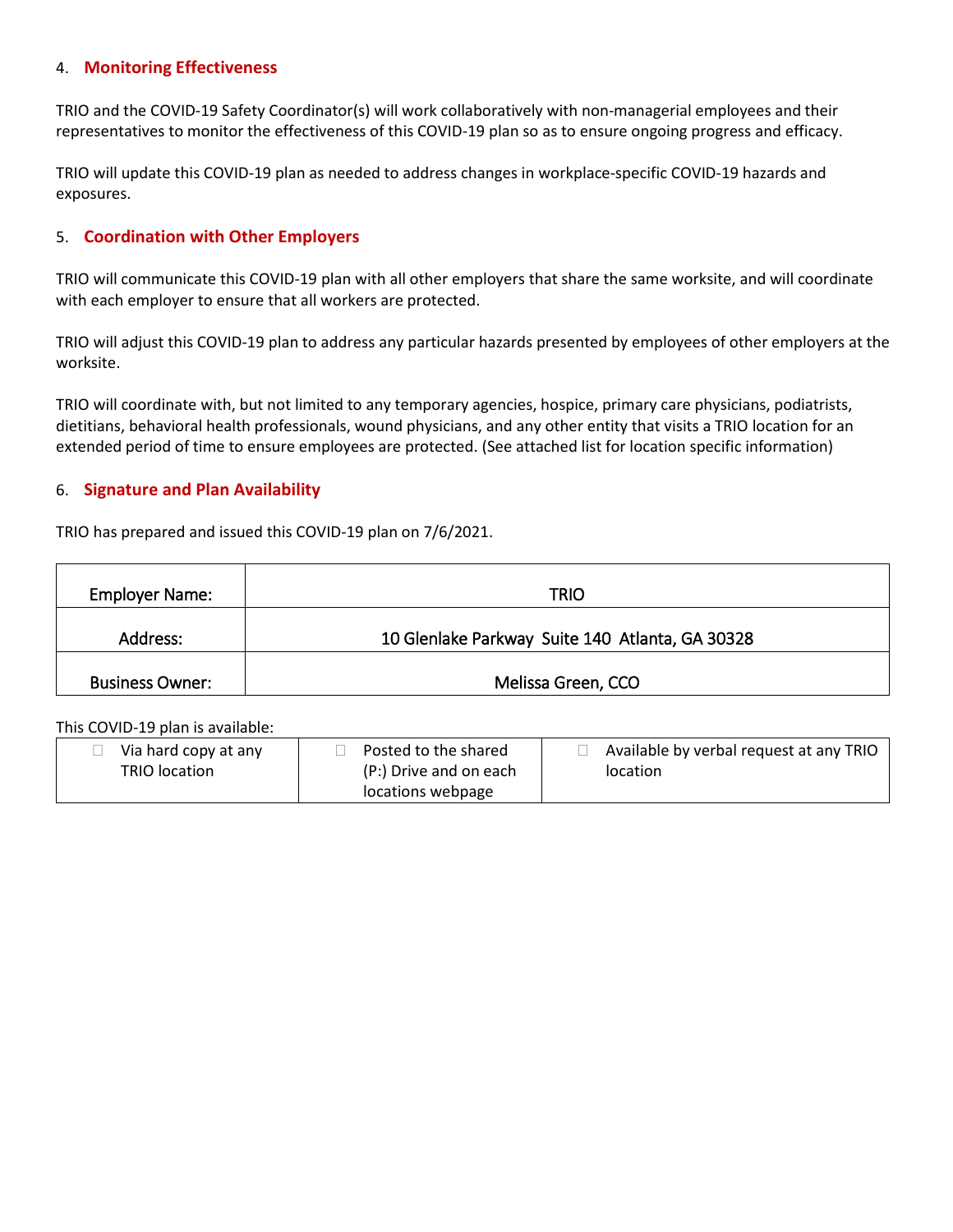## 4. Monitoring Effectiveness

TRIO and the COVID-19 Safety Coordinator(s) will work collaboratively with non-managerial employees and their representatives to monitor the effectiveness of this COVID-19 plan so as to ensure ongoing progress and efficacy.

TRIO will update this COVID-19 plan as needed to address changes in workplace-specific COVID-19 hazards and exposures.

## 5. Coordination with Other Employers

TRIO will communicate this COVID-19 plan with all other employers that share the same worksite, and will coordinate with each employer to ensure that all workers are protected.

TRIO will adjust this COVID-19 plan to address any particular hazards presented by employees of other employers at the worksite.

TRIO will coordinate with, but not limited to any temporary agencies, hospice, primary care physicians, podiatrists, dietitians, behavioral health professionals, wound physicians, and any other entity that visits a TRIO location for an extended period of time to ensure employees are protected. (See attached list for location specific information)

## 6. Signature and Plan Availability

TRIO has prepared and issued this COVID-19 plan on 7/6/2021.

| | |
|---|---|
| Employer Name: | TRIO |
| Address: | 10 Glenlake Parkway Suite 140 Atlanta, GA 30328 |
| Business Owner: | Melissa Green, CCO |

This COVID-19 plan is available:

| | | |
|---|---|---|
| ☐ Via hard copy at any TRIO location | ☐ Posted to the shared (P:) Drive and on each locations webpage | ☐ Available by verbal request at any TRIO location |